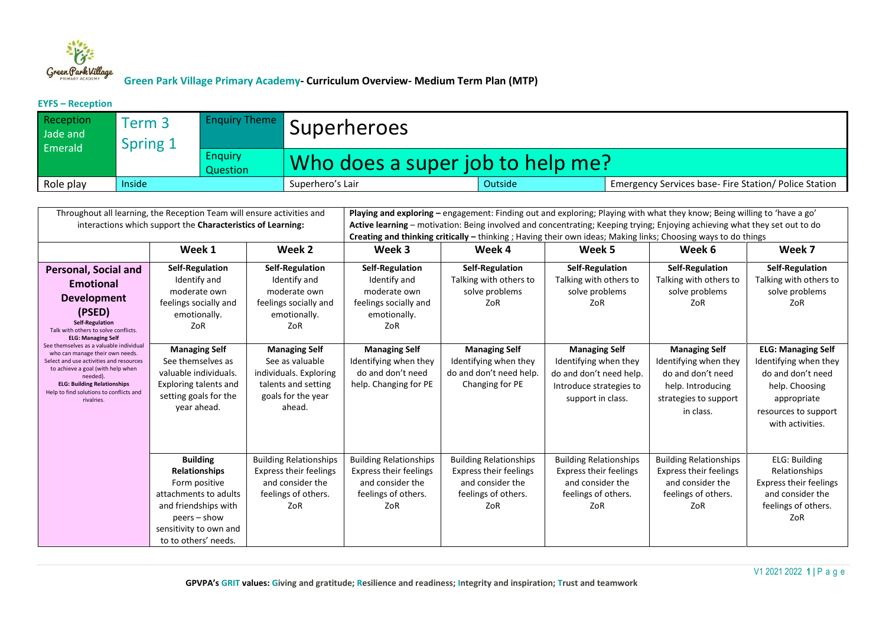# Green Park Village Primary Academy- Curriculum Overview- Medium Term Plan (MTP)

## EYFS – Reception

| Reception Jade and Emerald | Term 3 Spring 1 | Enquiry Theme | Superheroes | | |
|---|---|---|---|---|---|
| | | Enquiry Question | Who does a super job to help me? | | |
| Role play | Inside | | Superhero's Lair | Outside | Emergency Services base- Fire Station/ Police Station |

| Throughout all learning, the Reception Team will ensure activities and interactions which support the **Characteristics of Learning:** | | | **Playing and exploring –** engagement: Finding out and exploring; Playing with what they know; Being willing to 'have a go' **Active learning** – motivation: Being involved and concentrating; Keeping trying; Enjoying achieving what they set out to do **Creating and thinking critically –** thinking ; Having their own ideas; Making links; Choosing ways to do things | | | | |
|---|---|---|---|---|---|---|---|
| | **Week 1** | **Week 2** | **Week 3** | **Week 4** | **Week 5** | **Week 6** | **Week 7** |
| **Personal, Social and Emotional Development (PSED)** **Self-Regulation** Talk with others to solve conflicts. **ELG: Managing Self** See themselves as a valuable individual who can manage their own needs. Select and use activities and resources to achieve a goal (with help when needed). **ELG: Building Relationships** Help to find solutions to conflicts and rivalries. | **Self-Regulation** Identify and moderate own feelings socially and emotionally. ZoR | **Self-Regulation** Identify and moderate own feelings socially and emotionally. ZoR | **Self-Regulation** Identify and moderate own feelings socially and emotionally. ZoR | **Self-Regulation** Talking with others to solve problems ZoR | **Self-Regulation** Talking with others to solve problems ZoR | **Self-Regulation** Talking with others to solve problems ZoR | **Self-Regulation** Talking with others to solve problems ZoR |
| | **Managing Self** See themselves as valuable individuals. Exploring talents and setting goals for the year ahead. | **Managing Self** See as valuable individuals. Exploring talents and setting goals for the year ahead. | **Managing Self** Identifying when they do and don't need help. Changing for PE | **Managing Self** Identifying when they do and don't need help. Changing for PE | **Managing Self** Identifying when they do and don't need help. Introduce strategies to support in class. | **Managing Self** Identifying when they do and don't need help. Introducing strategies to support in class. | **ELG: Managing Self** Identifying when they do and don't need help. Choosing appropriate resources to support with activities. |
| | **Building Relationships** Form positive attachments to adults and friendships with peers – show sensitivity to own and to others' needs. | Building Relationships Express their feelings and consider the feelings of others. ZoR | Building Relationships Express their feelings and consider the feelings of others. ZoR | Building Relationships Express their feelings and consider the feelings of others. ZoR | Building Relationships Express their feelings and consider the feelings of others. ZoR | Building Relationships Express their feelings and consider the feelings of others. ZoR | ELG: Building Relationships Express their feelings and consider the feelings of others. ZoR |

GPVPA's GRIT values: Giving and gratitude; Resilience and readiness; Integrity and inspiration; Trust and teamwork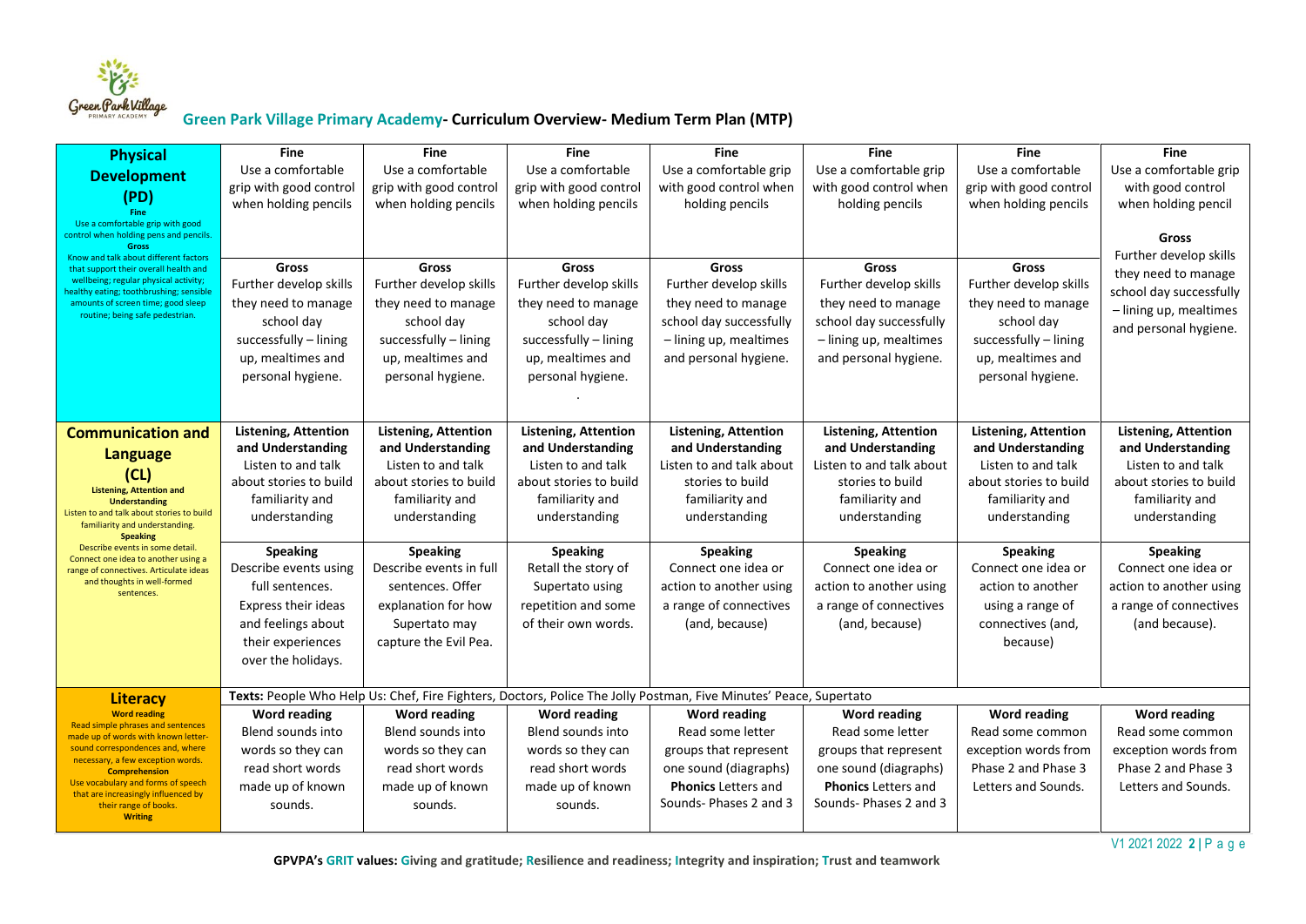## Green Park Village Primary Academy- Curriculum Overview- Medium Term Plan (MTP)

| | | | | | | | |
|---|---|---|---|---|---|---|---|
| **Physical Development (PD)**<br>**Fine**<br>Use a comfortable grip with good control when holding pens and pencils.<br>**Gross**<br>Know and talk about different factors that support their overall health and wellbeing; regular physical activity; healthy eating; toothbrushing; sensible amounts of screen time; good sleep routine; being safe pedestrian. | **Fine**<br>Use a comfortable grip with good control when holding pencils<br><br>**Gross**<br>Further develop skills they need to manage school day successfully – lining up, mealtimes and personal hygiene. | **Fine**<br>Use a comfortable grip with good control when holding pencils<br><br>**Gross**<br>Further develop skills they need to manage school day successfully – lining up, mealtimes and personal hygiene. | **Fine**<br>Use a comfortable grip with good control when holding pencils<br><br>**Gross**<br>Further develop skills they need to manage school day successfully – lining up, mealtimes and personal hygiene.<br>. | **Fine**<br>Use a comfortable grip with good control when holding pencils<br><br>**Gross**<br>Further develop skills they need to manage school day successfully – lining up, mealtimes and personal hygiene. | **Fine**<br>Use a comfortable grip with good control when holding pencils<br><br>**Gross**<br>Further develop skills they need to manage school day successfully – lining up, mealtimes and personal hygiene. | **Fine**<br>Use a comfortable grip with good control when holding pencils<br><br>**Gross**<br>Further develop skills they need to manage school day successfully – lining up, mealtimes and personal hygiene. | **Fine**<br>Use a comfortable grip with good control when holding pencil<br><br>**Gross**<br>Further develop skills they need to manage school day successfully – lining up, mealtimes and personal hygiene. |
| **Communication and Language (CL)**<br>**Listening, Attention and Understanding**<br>Listen to and talk about stories to build familiarity and understanding.<br>**Speaking**<br>Describe events in some detail. Connect one idea to another using a range of connectives. Articulate ideas and thoughts in well-formed sentences. | **Listening, Attention and Understanding**<br>Listen to and talk about stories to build familiarity and understanding<br><br>**Speaking**<br>Describe events using full sentences. Express their ideas and feelings about their experiences over the holidays. | **Listening, Attention and Understanding**<br>Listen to and talk about stories to build familiarity and understanding<br><br>**Speaking**<br>Describe events in full sentences. Offer explanation for how Supertato may capture the Evil Pea. | **Listening, Attention and Understanding**<br>Listen to and talk about stories to build familiarity and understanding<br><br>**Speaking**<br>Retell the story of Supertato using repetition and some of their own words. | **Listening, Attention and Understanding**<br>Listen to and talk about stories to build familiarity and understanding<br><br>**Speaking**<br>Connect one idea or action to another using a range of connectives (and, because) | **Listening, Attention and Understanding**<br>Listen to and talk about stories to build familiarity and understanding<br><br>**Speaking**<br>Connect one idea or action to another using a range of connectives (and, because) | **Listening, Attention and Understanding**<br>Listen to and talk about stories to build familiarity and understanding<br><br>**Speaking**<br>Connect one idea or action to another using a range of connectives (and, because) | **Listening, Attention and Understanding**<br>Listen to and talk about stories to build familiarity and understanding<br><br>**Speaking**<br>Connect one idea or action to another using a range of connectives (and because). |
| **Literacy**<br>**Word reading**<br>Read simple phrases and sentences made up of words with known letter-sound correspondences and, where necessary, a few exception words.<br>**Comprehension**<br>Use vocabulary and forms of speech that are increasingly influenced by their range of books.<br>**Writing** | **Texts:** People Who Help Us: Chef, Fire Fighters, Doctors, Police The Jolly Postman, Five Minutes' Peace, Supertato<br><br>**Word reading**<br>Blend sounds into words so they can read short words made up of known sounds. | **Word reading**<br>Blend sounds into words so they can read short words made up of known sounds. | **Word reading**<br>Blend sounds into words so they can read short words made up of known sounds. | **Word reading**<br>Read some letter groups that represent one sound (diagraphs)<br>**Phonics** Letters and Sounds- Phases 2 and 3 | **Word reading**<br>Read some letter groups that represent one sound (diagraphs)<br>**Phonics** Letters and Sounds- Phases 2 and 3 | **Word reading**<br>Read some common exception words from Phase 2 and Phase 3 Letters and Sounds. | **Word reading**<br>Read some common exception words from Phase 2 and Phase 3 Letters and Sounds. |

GPVPA's GRIT values: Giving and gratitude; Resilience and readiness; Integrity and inspiration; Trust and teamwork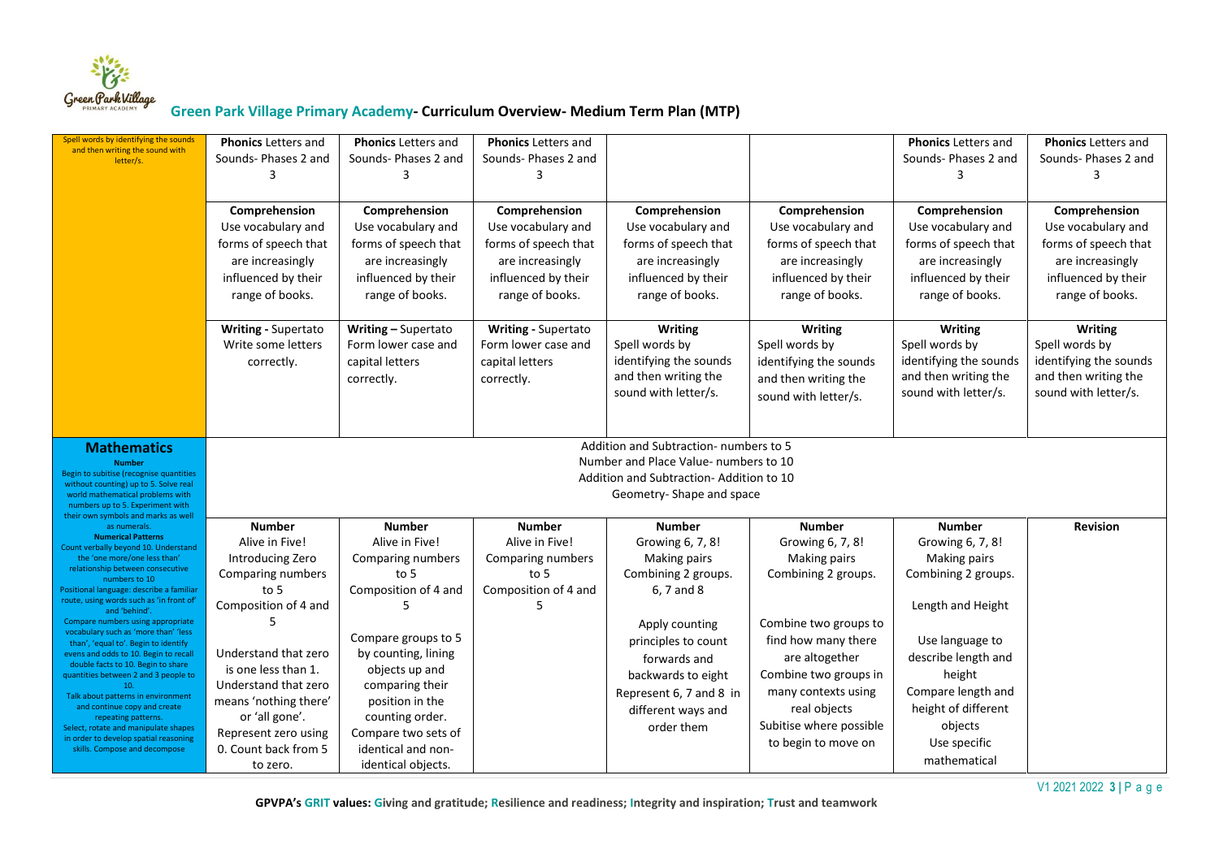# Green Park Village Primary Academy- Curriculum Overview- Medium Term Plan (MTP)

| | | | | | | | |
|---|---|---|---|---|---|---|---|
| Spell words by identifying the sounds and then writing the sound with letter/s. | **Phonics** Letters and Sounds- Phases 2 and 3<br><br>**Comprehension**<br>Use vocabulary and forms of speech that are increasingly influenced by their range of books.<br><br>**Writing -** Supertato<br>Write some letters correctly. | **Phonics** Letters and Sounds- Phases 2 and 3<br><br>**Comprehension**<br>Use vocabulary and forms of speech that are increasingly influenced by their range of books.<br><br>**Writing –** Supertato<br>Form lower case and capital letters correctly. | **Phonics** Letters and Sounds- Phases 2 and 3<br><br>**Comprehension**<br>Use vocabulary and forms of speech that are increasingly influenced by their range of books.<br><br>**Writing -** Supertato<br>Form lower case and capital letters correctly. | **Comprehension**<br>Use vocabulary and forms of speech that are increasingly influenced by their range of books.<br><br>**Writing**<br>Spell words by identifying the sounds and then writing the sound with letter/s. | **Comprehension**<br>Use vocabulary and forms of speech that are increasingly influenced by their range of books.<br><br>**Writing**<br>Spell words by identifying the sounds and then writing the sound with letter/s. | **Phonics** Letters and Sounds- Phases 2 and 3<br><br>**Comprehension**<br>Use vocabulary and forms of speech that are increasingly influenced by their range of books.<br><br>**Writing**<br>Spell words by identifying the sounds and then writing the sound with letter/s. | **Phonics** Letters and Sounds- Phases 2 and 3<br><br>**Comprehension**<br>Use vocabulary and forms of speech that are increasingly influenced by their range of books.<br><br>**Writing**<br>Spell words by identifying the sounds and then writing the sound with letter/s. |
| **Mathematics**<br>**Number**<br>Begin to subitise (recognise quantities without counting) up to 5. Solve real world mathematical problems with numbers up to 5. Experiment with their own symbols and marks as well as numerals.<br>**Numerical Patterns**<br>Count verbally beyond 10. Understand the 'one more/one less than' relationship between consecutive numbers to 10<br>Positional language: describe a familiar route, using words such as 'in front of' and 'behind'.<br>Compare numbers using appropriate vocabulary such as 'more than' 'less than', 'equal to'. Begin to identify evens and odds to 10. Begin to recall double facts to 10. Begin to share quantities between 2 and 3 people to 10.<br>Talk about patterns in environment and continue copy and create repeating patterns.<br>Select, rotate and manipulate shapes in order to develop spatial reasoning skills. Compose and decompose | Addition and Subtraction- numbers to 5<br>Number and Place Value- numbers to 10<br>Addition and Subtraction- Addition to 10<br>Geometry- Shape and space | | | | | | |
| | **Number**<br>Alive in Five!<br>Introducing Zero<br>Comparing numbers to 5<br>Composition of 4 and 5<br><br>Understand that zero is one less than 1.<br>Understand that zero means 'nothing there' or 'all gone'.<br>Represent zero using 0. Count back from 5 to zero. | **Number**<br>Alive in Five!<br>Comparing numbers to 5<br>Composition of 4 and 5<br><br>Compare groups to 5 by counting, lining objects up and comparing their position in the counting order.<br>Compare two sets of identical and non-identical objects. | **Number**<br>Alive in Five!<br>Comparing numbers to 5<br>Composition of 4 and 5 | **Number**<br>Growing 6, 7, 8!<br>Making pairs<br>Combining 2 groups.<br>6, 7 and 8<br><br>Apply counting principles to count forwards and backwards to eight<br>Represent 6, 7 and 8 in different ways and order them | **Number**<br>Growing 6, 7, 8!<br>Making pairs<br>Combining 2 groups.<br><br>Combine two groups to find how many there are altogether<br>Combine two groups in many contexts using real objects<br>Subitise where possible to begin to move on | **Number**<br>Growing 6, 7, 8!<br>Making pairs<br>Combining 2 groups.<br><br>Length and Height<br><br>Use language to describe length and height<br>Compare length and height of different objects<br>Use specific mathematical | **Revision** |

**GPVPA's GRIT values: Giving and gratitude; Resilience and readiness; Integrity and inspiration; Trust and teamwork**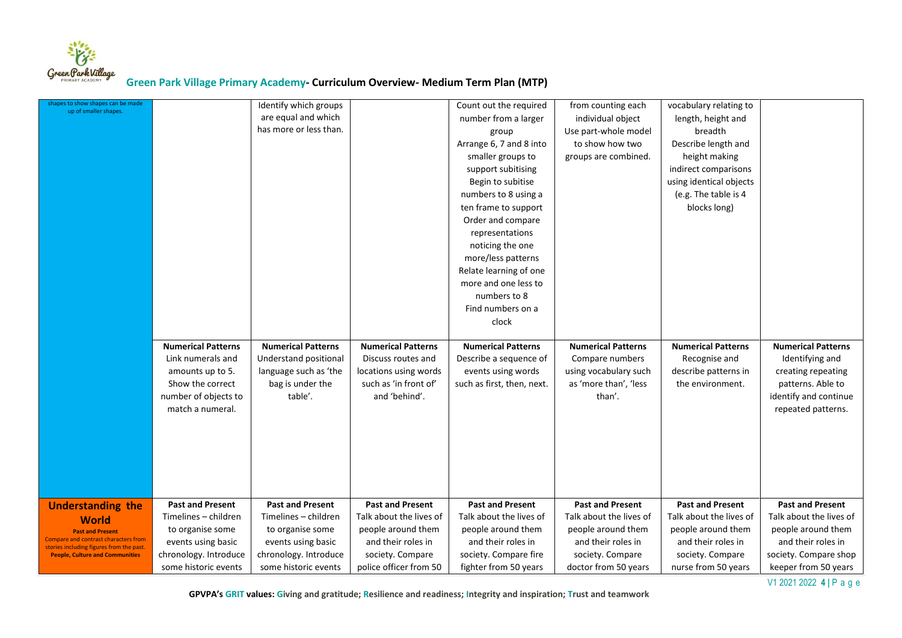| | | | | | | | |
|---|---|---|---|---|---|---|---|
| shapes to show shapes can be made up of smaller shapes. | | Identify which groups are equal and which has more or less than. | | Count out the required number from a larger group<br>Arrange 6, 7 and 8 into smaller groups to support subitising<br>Begin to subitise numbers to 8 using a ten frame to support<br>Order and compare representations noticing the one more/less patterns<br>Relate learning of one more and one less to numbers to 8<br>Find numbers on a clock | from counting each individual object<br>Use part-whole model to show how two groups are combined. | vocabulary relating to length, height and breadth<br>Describe length and height making indirect comparisons using identical objects (e.g. The table is 4 blocks long) | |
| | **Numerical Patterns**<br>Link numerals and amounts up to 5. Show the correct number of objects to match a numeral. | **Numerical Patterns**<br>Understand positional language such as 'the bag is under the table'. | **Numerical Patterns**<br>Discuss routes and locations using words such as 'in front of' and 'behind'. | **Numerical Patterns**<br>Describe a sequence of events using words such as first, then, next. | **Numerical Patterns**<br>Compare numbers using vocabulary such as 'more than', 'less than'. | **Numerical Patterns**<br>Recognise and describe patterns in the environment. | **Numerical Patterns**<br>Identifying and creating repeating patterns. Able to identify and continue repeated patterns. |
| **Understanding the World**<br>**Past and Present**<br>Compare and contrast characters from stories including figures from the past.<br>**People, Culture and Communities** | **Past and Present**<br>Timelines – children to organise some events using basic chronology. Introduce some historic events | **Past and Present**<br>Timelines – children to organise some events using basic chronology. Introduce some historic events | **Past and Present**<br>Talk about the lives of people around them and their roles in society. Compare police officer from 50 | **Past and Present**<br>Talk about the lives of people around them and their roles in society. Compare fire fighter from 50 years | **Past and Present**<br>Talk about the lives of people around them and their roles in society. Compare doctor from 50 years | **Past and Present**<br>Talk about the lives of people around them and their roles in society. Compare nurse from 50 years | **Past and Present**<br>Talk about the lives of people around them and their roles in society. Compare shop keeper from 50 years |

**GPVPA's GRIT values: Giving and gratitude; Resilience and readiness; Integrity and inspiration; Trust and teamwork**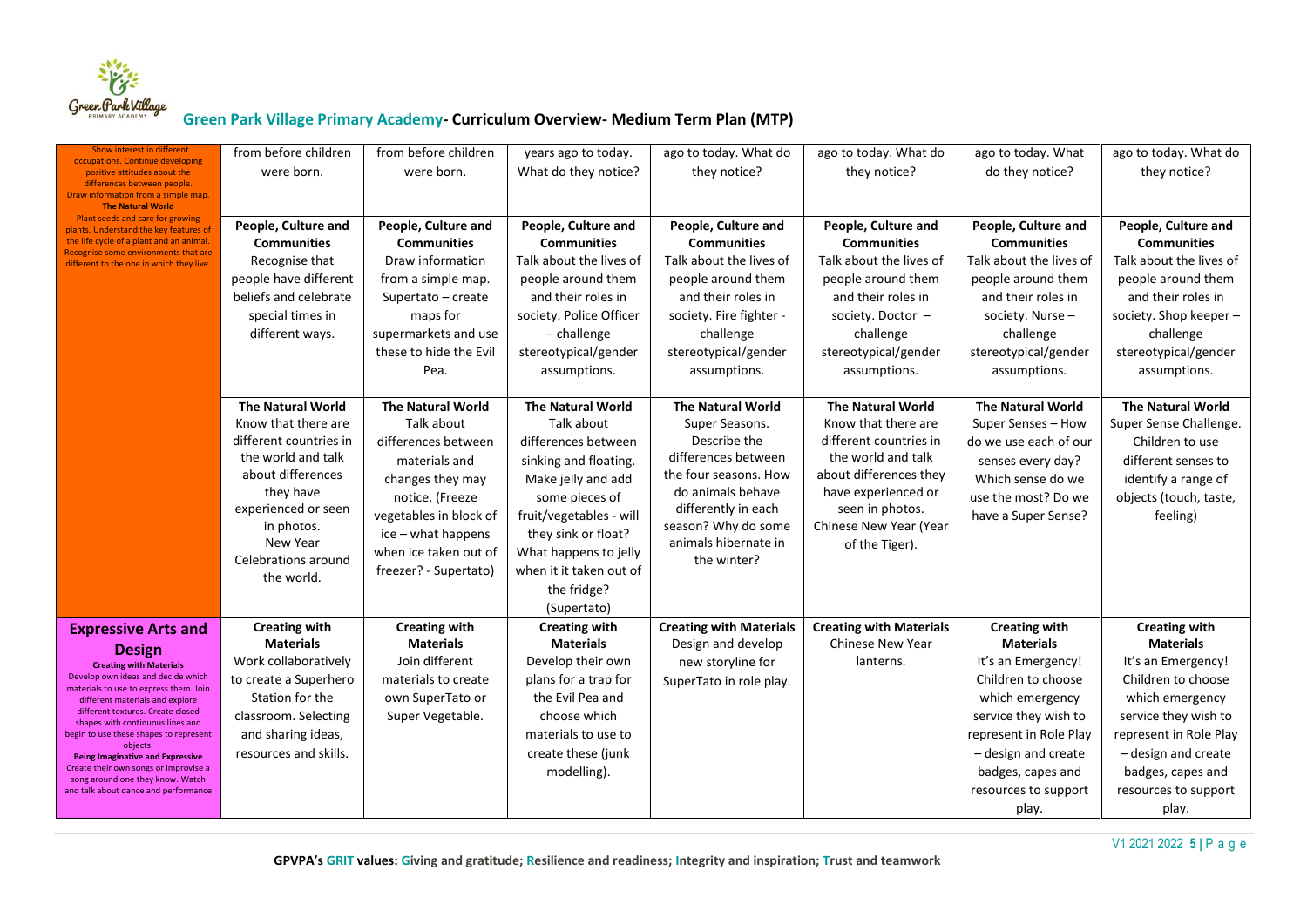# Green Park Village Primary Academy- Curriculum Overview- Medium Term Plan (MTP)

| | | | | | | | |
|---|---|---|---|---|---|---|---|
| . Show interest in different occupations. Continue developing positive attitudes about the differences between people. Draw information from a simple map. **The Natural World** Plant seeds and care for growing plants. Understand the key features of the life cycle of a plant and an animal. Recognise some environments that are different to the one in which they live. | from before children were born. | from before children were born. | years ago to today. What do they notice? | ago to today. What do they notice? | ago to today. What do they notice? | ago to today. What do they notice? | ago to today. What do they notice? |
| | **People, Culture and Communities** Recognise that people have different beliefs and celebrate special times in different ways. | **People, Culture and Communities** Draw information from a simple map. Supertato – create maps for supermarkets and use these to hide the Evil Pea. | **People, Culture and Communities** Talk about the lives of people around them and their roles in society. Police Officer – challenge stereotypical/gender assumptions. | **People, Culture and Communities** Talk about the lives of people around them and their roles in society. Fire fighter - challenge stereotypical/gender assumptions. | **People, Culture and Communities** Talk about the lives of people around them and their roles in society. Doctor – challenge stereotypical/gender assumptions. | **People, Culture and Communities** Talk about the lives of people around them and their roles in society. Nurse – challenge stereotypical/gender assumptions. | **People, Culture and Communities** Talk about the lives of people around them and their roles in society. Shop keeper – challenge stereotypical/gender assumptions. |
| | **The Natural World** Know that there are different countries in the world and talk about differences they have experienced or seen in photos. New Year Celebrations around the world. | **The Natural World** Talk about differences between materials and changes they may notice. (Freeze vegetables in block of ice – what happens when ice taken out of freezer? - Supertato) | **The Natural World** Talk about differences between sinking and floating. Make jelly and add some pieces of fruit/vegetables - will they sink or float? What happens to jelly when it it taken out of the fridge? (Supertato) | **The Natural World** Super Seasons. Describe the differences between the four seasons. How do animals behave differently in each season? Why do some animals hibernate in the winter? | **The Natural World** Know that there are different countries in the world and talk about differences they have experienced or seen in photos. Chinese New Year (Year of the Tiger). | **The Natural World** Super Senses – How do we use each of our senses every day? Which sense do we use the most? Do we have a Super Sense? | **The Natural World** Super Sense Challenge. Children to use different senses to identify a range of objects (touch, taste, feeling) |
| **Expressive Arts and Design** **Creating with Materials** Develop own ideas and decide which materials to use to express them. Join different materials and explore different textures. Create closed shapes with continuous lines and begin to use these shapes to represent objects. **Being Imaginative and Expressive** Create their own songs or improvise a song around one they know. Watch and talk about dance and performance | **Creating with Materials** Work collaboratively to create a Superhero Station for the classroom. Selecting and sharing ideas, resources and skills. | **Creating with Materials** Join different materials to create own SuperTato or Super Vegetable. | **Creating with Materials** Develop their own plans for a trap for the Evil Pea and choose which materials to use to create these (junk modelling). | **Creating with Materials** Design and develop new storyline for SuperTato in role play. | **Creating with Materials** Chinese New Year lanterns. | **Creating with Materials** It's an Emergency! Children to choose which emergency service they wish to represent in Role Play – design and create badges, capes and resources to support play. | **Creating with Materials** It's an Emergency! Children to choose which emergency service they wish to represent in Role Play – design and create badges, capes and resources to support play. |

**GPVPA's GRIT values: Giving and gratitude; Resilience and readiness; Integrity and inspiration; Trust and teamwork**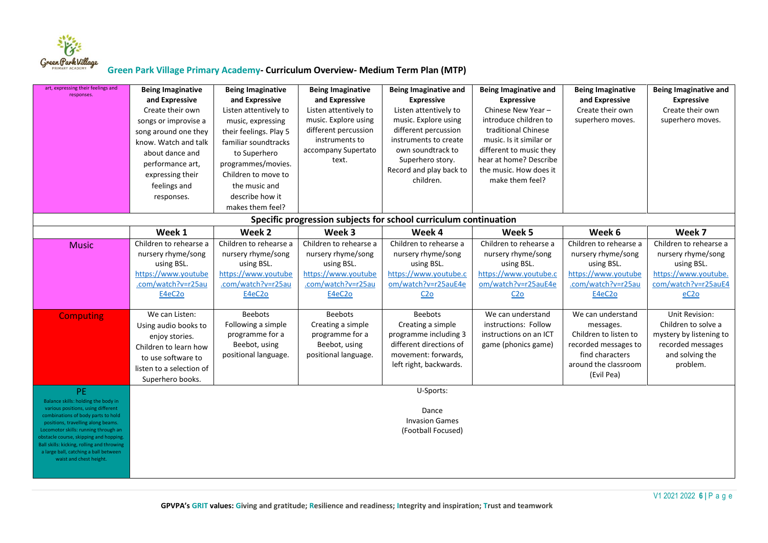## Green Park Village Primary Academy- Curriculum Overview- Medium Term Plan (MTP)

| art, expressing their feelings and responses. | **Being Imaginative and Expressive** Create their own songs or improvise a song around one they know. Watch and talk about dance and performance art, expressing their feelings and responses. | **Being Imaginative and Expressive** Listen attentively to music, expressing their feelings. Play 5 familiar soundtracks to Superhero programmes/movies. Children to move to the music and describe how it makes them feel? | **Being Imaginative and Expressive** Listen attentively to music. Explore using different percussion instruments to accompany Supertato text. | **Being Imaginative and Expressive** Listen attentively to music. Explore using different percussion instruments to create own soundtrack to Superhero story. Record and play back to children. | **Being Imaginative and Expressive** Chinese New Year – introduce children to traditional Chinese music. Is it similar or different to music they hear at home? Describe the music. How does it make them feel? | **Being Imaginative and Expressive** Create their own superhero moves. | **Being Imaginative and Expressive** Create their own superhero moves. |
|---|---|---|---|---|---|---|---|
| **Specific progression subjects for school curriculum continuation** | | | | | | | |
| | **Week 1** | **Week 2** | **Week 3** | **Week 4** | **Week 5** | **Week 6** | **Week 7** |
| Music | Children to rehearse a nursery rhyme/song using BSL. https://www.youtube.com/watch?v=r25auE4eC2o | Children to rehearse a nursery rhyme/song using BSL. https://www.youtube.com/watch?v=r25auE4eC2o | Children to rehearse a nursery rhyme/song using BSL. https://www.youtube.com/watch?v=r25auE4eC2o | Children to rehearse a nursery rhyme/song using BSL. https://www.youtube.com/watch?v=r25auE4eC2o | Children to rehearse a nursery rhyme/song using BSL. https://www.youtube.com/watch?v=r25auE4eC2o | Children to rehearse a nursery rhyme/song using BSL. https://www.youtube.com/watch?v=r25auE4eC2o | Children to rehearse a nursery rhyme/song using BSL. https://www.youtube.com/watch?v=r25auE4eC2o |
| Computing | We can Listen: Using audio books to enjoy stories. Children to learn how to use software to listen to a selection of Superhero books. | Beebots Following a simple programme for a Beebot, using positional language. | Beebots Creating a simple programme for a Beebot, using positional language. | Beebots Creating a simple programme including 3 different directions of movement: forwards, left right, backwards. | We can understand instructions: Follow instructions on an ICT game (phonics game) | We can understand messages. Children to listen to recorded messages to find characters around the classroom (Evil Pea) | Unit Revision: Children to solve a mystery by listening to recorded messages and solving the problem. |
| PE<br>Balance skills: holding the body in various positions, using different combinations of body parts to hold positions, travelling along beams. Locomotor skills: running through an obstacle course, skipping and hopping. Ball skills: kicking, rolling and throwing a large ball, catching a ball between waist and chest height. | U-Sports:<br><br>Dance<br>Invasion Games<br>(Football Focused) | | | | | | |

**GPVPA's GRIT values: Giving and gratitude; Resilience and readiness; Integrity and inspiration; Trust and teamwork**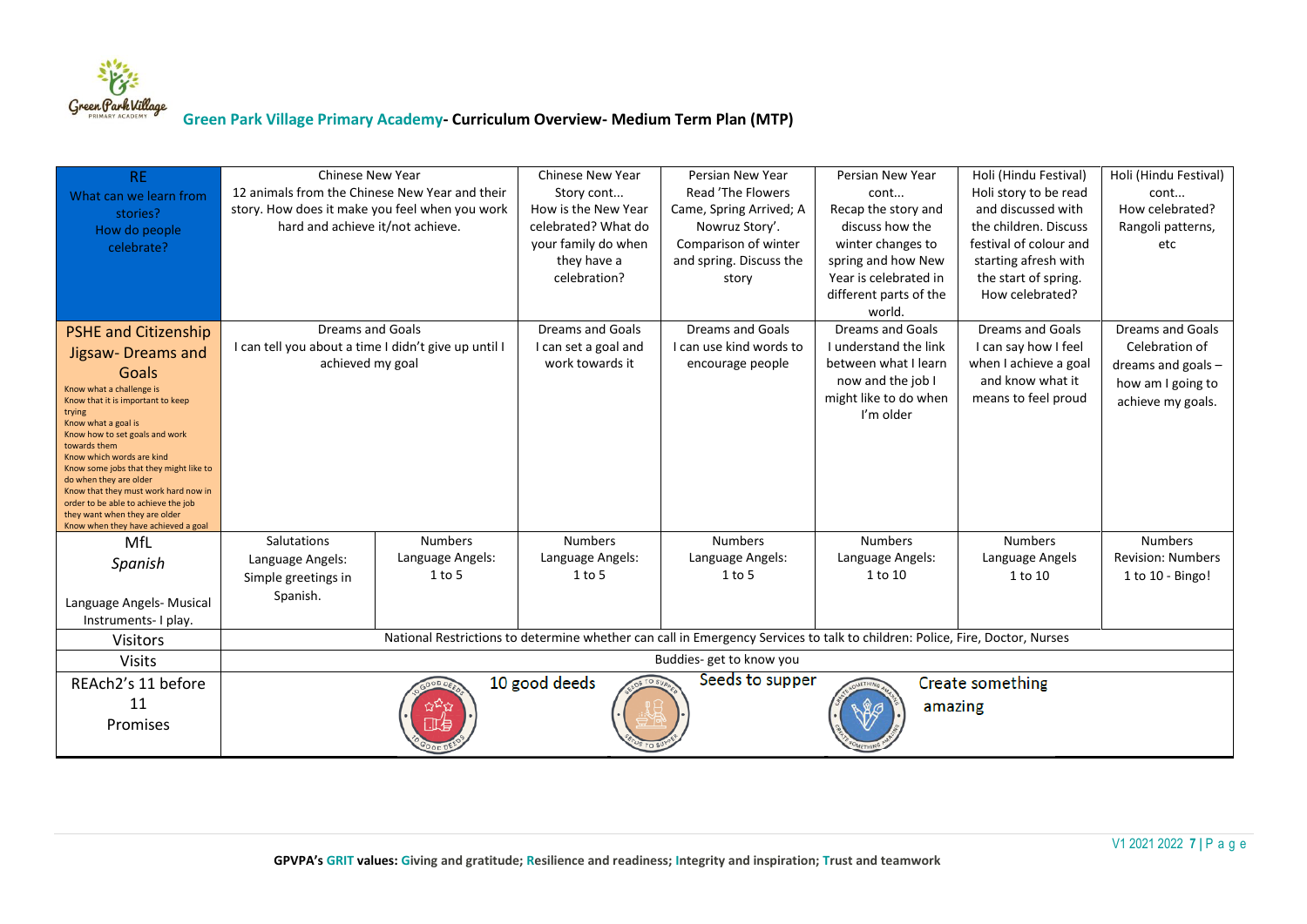## Green Park Village Primary Academy- Curriculum Overview- Medium Term Plan (MTP)

| | | | | | | | |
|---|---|---|---|---|---|---|---|
| RE<br>What can we learn from stories?<br>How do people celebrate? | Chinese New Year<br>12 animals from the Chinese New Year and their story. How does it make you feel when you work hard and achieve it/not achieve. | | Chinese New Year Story cont...<br>How is the New Year celebrated? What do your family do when they have a celebration? | Persian New Year<br>Read 'The Flowers Came, Spring Arrived; A Nowruz Story'. Comparison of winter and spring. Discuss the story | Persian New Year cont...<br>Recap the story and discuss how the winter changes to spring and how New Year is celebrated in different parts of the world. | Holi (Hindu Festival)<br>Holi story to be read and discussed with the children. Discuss festival of colour and starting afresh with the start of spring. How celebrated? | Holi (Hindu Festival) cont...<br>How celebrated? Rangoli patterns, etc |
| PSHE and Citizenship<br>Jigsaw- Dreams and Goals<br>Know what a challenge is<br>Know that it is important to keep trying<br>Know what a goal is<br>Know how to set goals and work towards them<br>Know which words are kind<br>Know some jobs that they might like to do when they are older<br>Know that they must work hard now in order to be able to achieve the job they want when they are older<br>Know when they have achieved a goal | Dreams and Goals<br>I can tell you about a time I didn't give up until I achieved my goal | | Dreams and Goals<br>I can set a goal and work towards it | Dreams and Goals<br>I can use kind words to encourage people | Dreams and Goals<br>I understand the link between what I learn now and the job I might like to do when I'm older | Dreams and Goals<br>I can say how I feel when I achieve a goal and know what it means to feel proud | Dreams and Goals<br>Celebration of dreams and goals – how am I going to achieve my goals. |
| MfL<br>*Spanish*<br><br>Language Angels- Musical Instruments- I play. | Salutations<br>Language Angels: Simple greetings in Spanish. | Numbers<br>Language Angels: 1 to 5 | Numbers<br>Language Angels: 1 to 5 | Numbers<br>Language Angels: 1 to 5 | Numbers<br>Language Angels: 1 to 10 | Numbers<br>Language Angels 1 to 10 | Numbers<br>Revision: Numbers 1 to 10 - Bingo! |
| Visitors | National Restrictions to determine whether can call in Emergency Services to talk to children: Police, Fire, Doctor, Nurses | | | | | | |
| Visits | Buddies- get to know you | | | | | | |
| REAch2's 11 before 11<br>Promises | 10 good deeds | | Seeds to supper | | Create something amazing | | |

GPVPA's GRIT values: Giving and gratitude; Resilience and readiness; Integrity and inspiration; Trust and teamwork